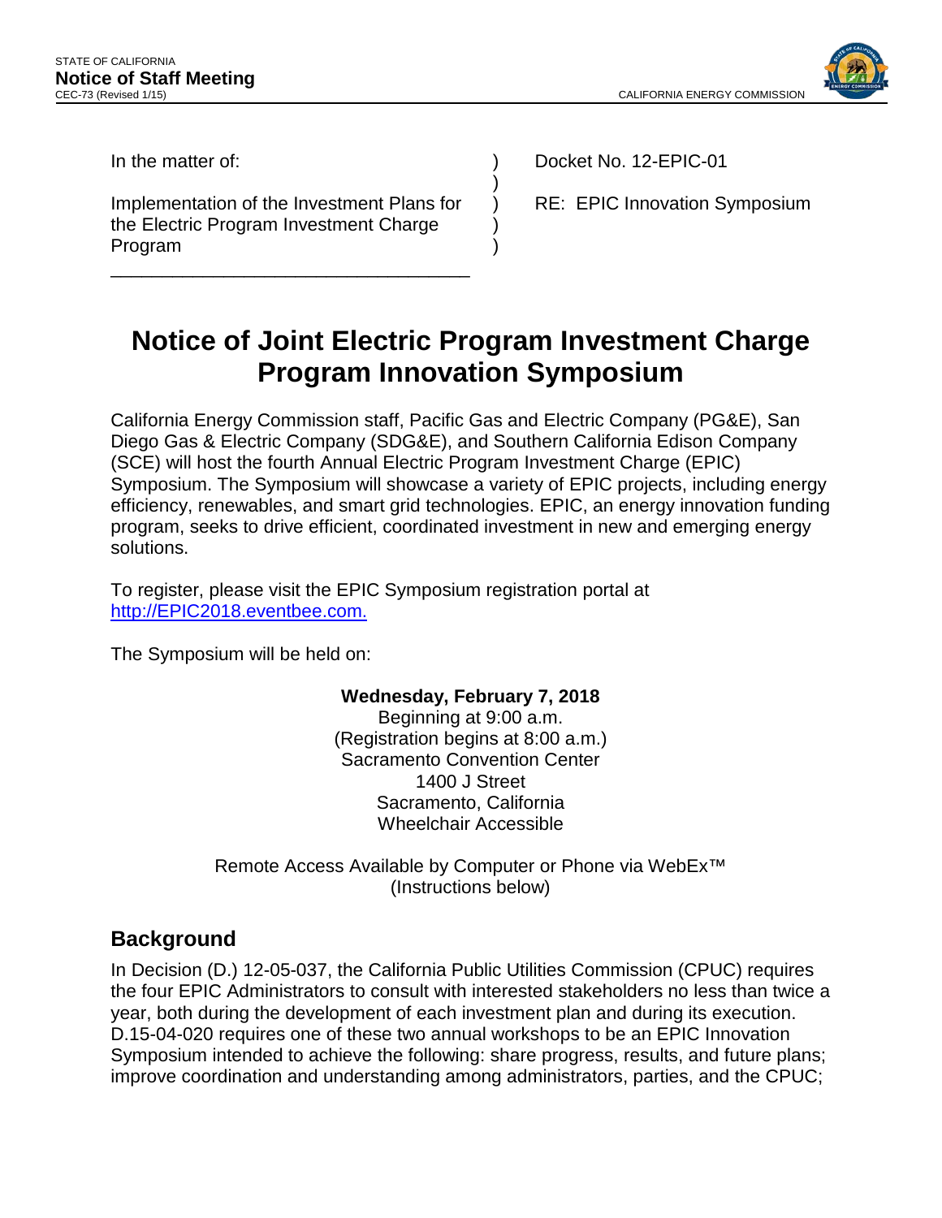STATE OF CALIFORNIA
**Notice of Staff Meeting**
CEC-73 (Revised 1/15)

CALIFORNIA ENERGY COMMISSION

| In the matter of: | | |
|---|---|---|
| Implementation of the Investment Plans for the Electric Program Investment Charge Program | ) | Docket No. 12-EPIC-01 |
| | ) | RE: EPIC Innovation Symposium |

# Notice of Joint Electric Program Investment Charge Program Innovation Symposium

California Energy Commission staff, Pacific Gas and Electric Company (PG&E), San Diego Gas & Electric Company (SDG&E), and Southern California Edison Company (SCE) will host the fourth Annual Electric Program Investment Charge (EPIC) Symposium. The Symposium will showcase a variety of EPIC projects, including energy efficiency, renewables, and smart grid technologies. EPIC, an energy innovation funding program, seeks to drive efficient, coordinated investment in new and emerging energy solutions.

To register, please visit the EPIC Symposium registration portal at [http://EPIC2018.eventbee.com.](http://EPIC2018.eventbee.com)

The Symposium will be held on:

**Wednesday, February 7, 2018**
Beginning at 9:00 a.m.
(Registration begins at 8:00 a.m.)
Sacramento Convention Center
1400 J Street
Sacramento, California
Wheelchair Accessible

Remote Access Available by Computer or Phone via WebEx™
(Instructions below)

## Background

In Decision (D.) 12-05-037, the California Public Utilities Commission (CPUC) requires the four EPIC Administrators to consult with interested stakeholders no less than twice a year, both during the development of each investment plan and during its execution. D.15-04-020 requires one of these two annual workshops to be an EPIC Innovation Symposium intended to achieve the following: share progress, results, and future plans; improve coordination and understanding among administrators, parties, and the CPUC;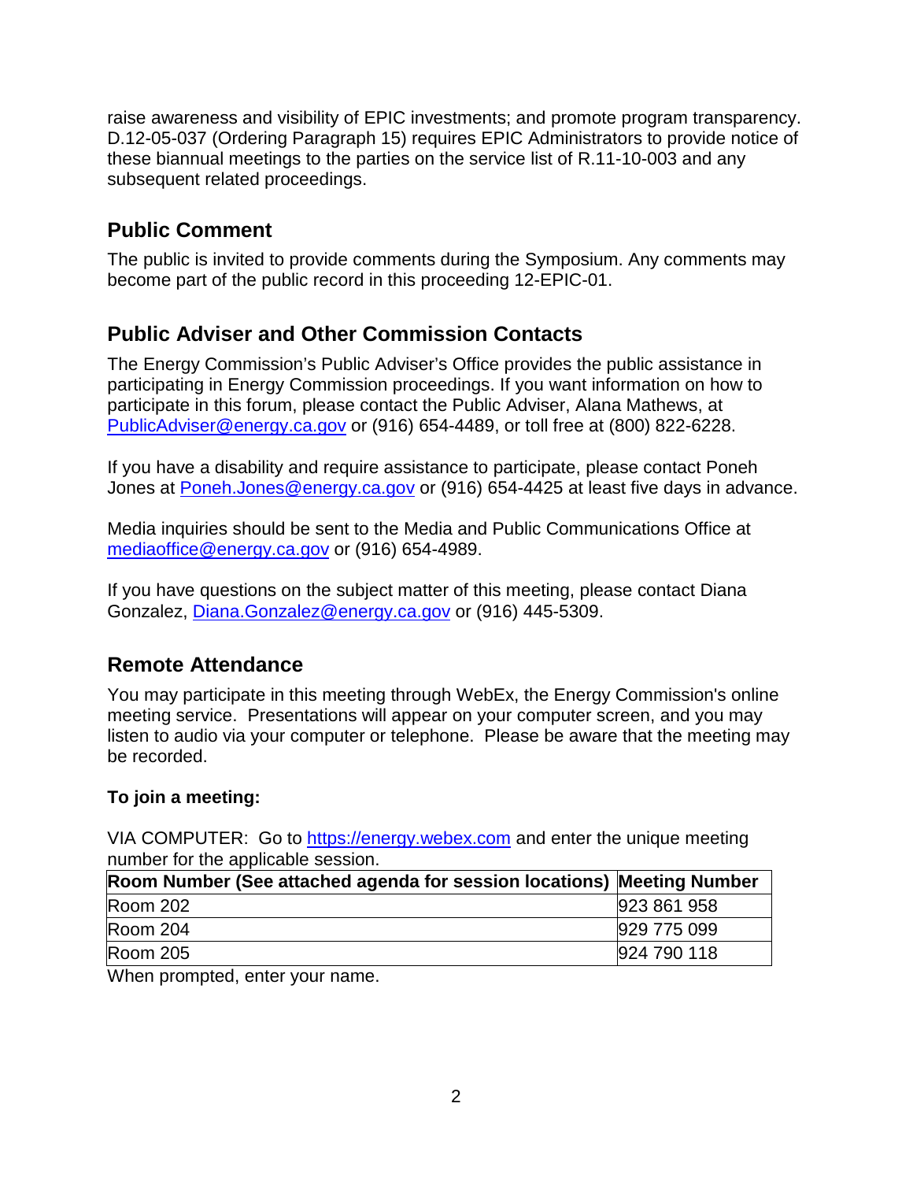raise awareness and visibility of EPIC investments; and promote program transparency. D.12-05-037 (Ordering Paragraph 15) requires EPIC Administrators to provide notice of these biannual meetings to the parties on the service list of R.11-10-003 and any subsequent related proceedings.

## Public Comment

The public is invited to provide comments during the Symposium. Any comments may become part of the public record in this proceeding 12-EPIC-01.

## Public Adviser and Other Commission Contacts

The Energy Commission's Public Adviser's Office provides the public assistance in participating in Energy Commission proceedings. If you want information on how to participate in this forum, please contact the Public Adviser, Alana Mathews, at PublicAdviser@energy.ca.gov or (916) 654-4489, or toll free at (800) 822-6228.

If you have a disability and require assistance to participate, please contact Poneh Jones at Poneh.Jones@energy.ca.gov or (916) 654-4425 at least five days in advance.

Media inquiries should be sent to the Media and Public Communications Office at mediaoffice@energy.ca.gov or (916) 654-4989.

If you have questions on the subject matter of this meeting, please contact Diana Gonzalez, Diana.Gonzalez@energy.ca.gov or (916) 445-5309.

## Remote Attendance

You may participate in this meeting through WebEx, the Energy Commission's online meeting service. Presentations will appear on your computer screen, and you may listen to audio via your computer or telephone. Please be aware that the meeting may be recorded.

**To join a meeting:**

VIA COMPUTER: Go to https://energy.webex.com and enter the unique meeting number for the applicable session.

| Room Number (See attached agenda for session locations) | Meeting Number |
| --- | --- |
| Room 202 | 923 861 958 |
| Room 204 | 929 775 099 |
| Room 205 | 924 790 118 |

When prompted, enter your name.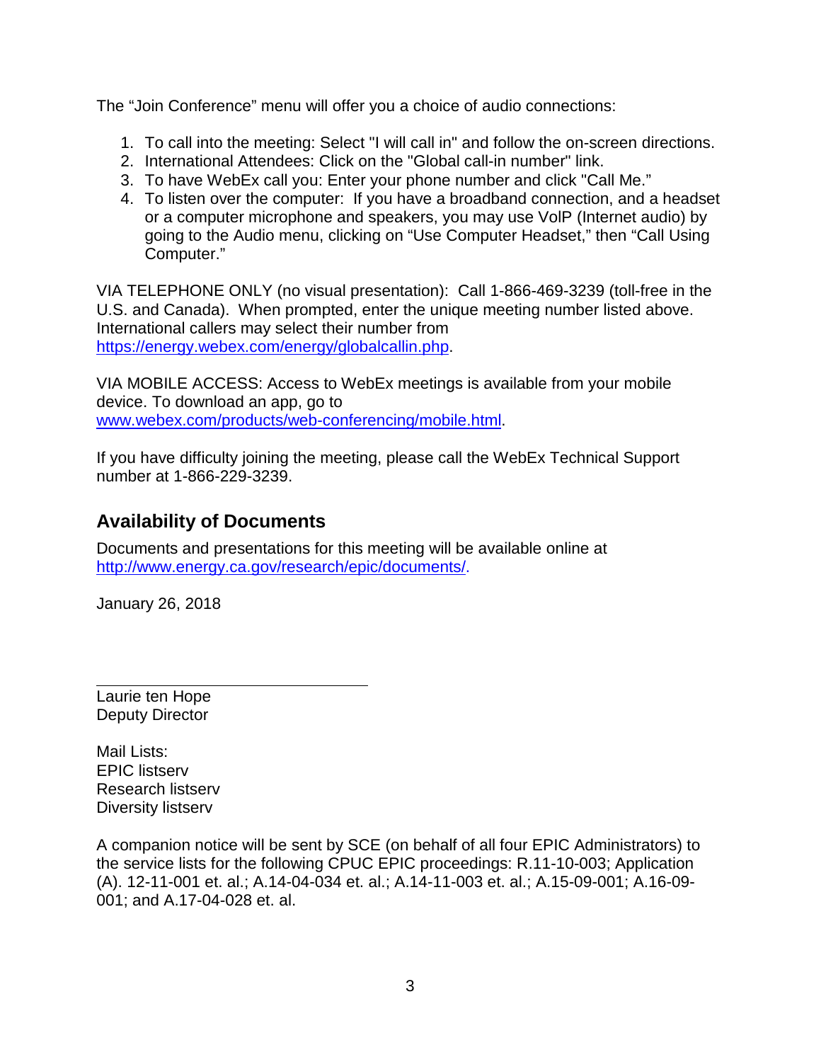The "Join Conference" menu will offer you a choice of audio connections:

1. To call into the meeting: Select "I will call in" and follow the on-screen directions.
2. International Attendees: Click on the "Global call-in number" link.
3. To have WebEx call you: Enter your phone number and click "Call Me."
4. To listen over the computer: If you have a broadband connection, and a headset or a computer microphone and speakers, you may use VolP (Internet audio) by going to the Audio menu, clicking on "Use Computer Headset," then "Call Using Computer."

VIA TELEPHONE ONLY (no visual presentation): Call 1-866-469-3239 (toll-free in the U.S. and Canada). When prompted, enter the unique meeting number listed above. International callers may select their number from https://energy.webex.com/energy/globalcallin.php.

VIA MOBILE ACCESS: Access to WebEx meetings is available from your mobile device. To download an app, go to www.webex.com/products/web-conferencing/mobile.html.

If you have difficulty joining the meeting, please call the WebEx Technical Support number at 1-866-229-3239.

## Availability of Documents

Documents and presentations for this meeting will be available online at http://www.energy.ca.gov/research/epic/documents/.

January 26, 2018

\_\_\_\_\_\_\_\_\_\_\_\_\_\_\_\_\_\_\_\_\_\_\_\_\_\_\_\_\_\_

Laurie ten Hope
Deputy Director

Mail Lists:
EPIC listserv
Research listserv
Diversity listserv

A companion notice will be sent by SCE (on behalf of all four EPIC Administrators) to the service lists for the following CPUC EPIC proceedings: R.11-10-003; Application (A). 12-11-001 et. al.; A.14-04-034 et. al.; A.14-11-003 et. al.; A.15-09-001; A.16-09-001; and A.17-04-028 et. al.